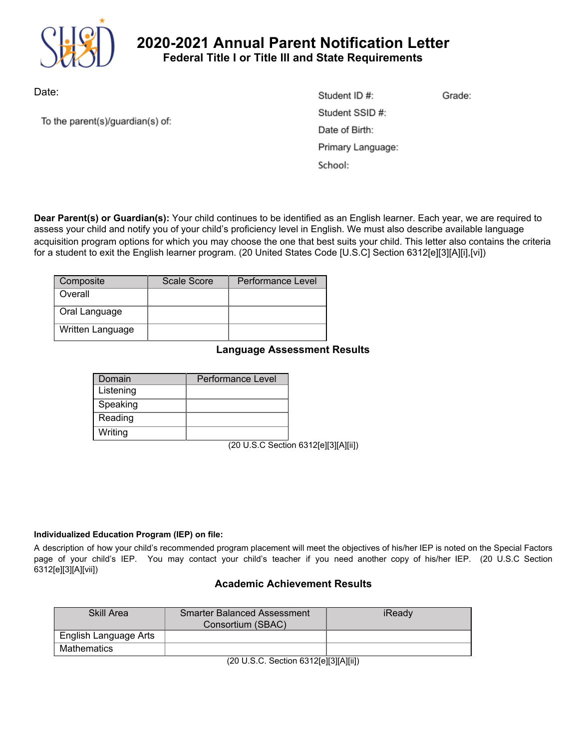# 2020-2021 Annual Parent Notification Letter

## Federal Title I or Title III and State Requirements

Date:

To the parent(s)/guardian(s) of:

Student ID #: Grade:

Student SSID #:

Date of Birth:

Primary Language:

School:

**Dear Parent(s) or Guardian(s):** Your child continues to be identified as an English learner. Each year, we are required to assess your child and notify you of your child's proficiency level in English. We must also describe available language acquisition program options for which you may choose the one that best suits your child. This letter also contains the criteria for a student to exit the English learner program. (20 United States Code [U.S.C] Section 6312[e][3][A][i],[vi])

| Composite | Scale Score | Performance Level |
|---|---|---|
| Overall | | |
| Oral Language | | |
| Written Language | | |

### Language Assessment Results

| Domain | Performance Level |
|---|---|
| Listening | |
| Speaking | |
| Reading | |
| Writing | |

(20 U.S.C Section 6312[e][3][A][ii])

**Individualized Education Program (IEP) on file:**

A description of how your child's recommended program placement will meet the objectives of his/her IEP is noted on the Special Factors page of your child's IEP. You may contact your child's teacher if you need another copy of his/her IEP. (20 U.S.C Section 6312[e][3][A][vii])

### Academic Achievement Results

| Skill Area | Smarter Balanced Assessment Consortium (SBAC) | iReady |
|---|---|---|
| English Language Arts | | |
| Mathematics | | |

(20 U.S.C. Section 6312[e][3][A][ii])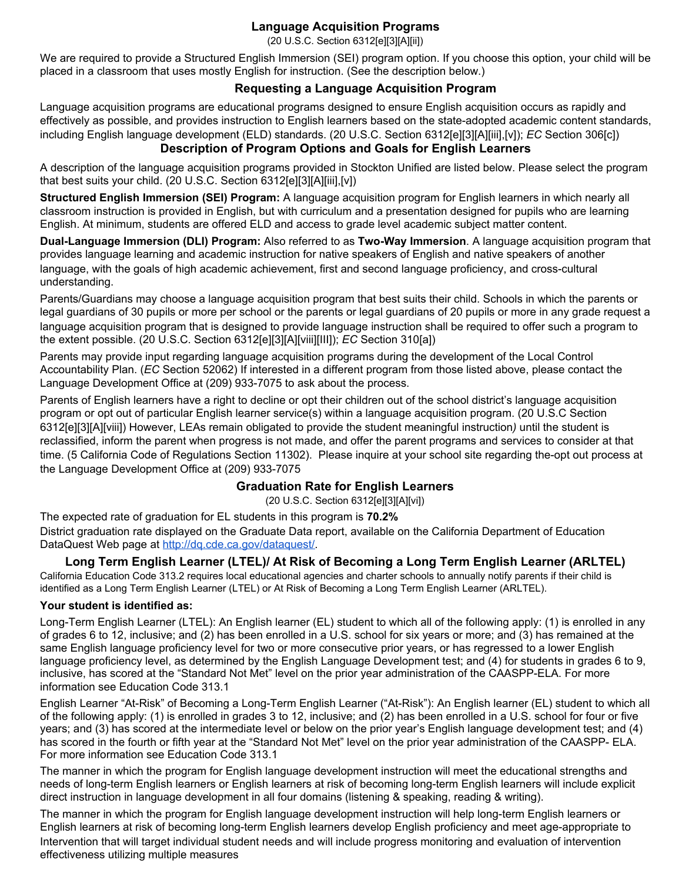## Language Acquisition Programs

(20 U.S.C. Section 6312[e][3][A][ii])

We are required to provide a Structured English Immersion (SEI) program option. If you choose this option, your child will be placed in a classroom that uses mostly English for instruction. (See the description below.)

## Requesting a Language Acquisition Program

Language acquisition programs are educational programs designed to ensure English acquisition occurs as rapidly and effectively as possible, and provides instruction to English learners based on the state-adopted academic content standards, including English language development (ELD) standards. (20 U.S.C. Section 6312[e][3][A][iii],[v]); *EC* Section 306[c])

## Description of Program Options and Goals for English Learners

A description of the language acquisition programs provided in Stockton Unified are listed below. Please select the program that best suits your child. (20 U.S.C. Section 6312[e][3][A][iii],[v])

**Structured English Immersion (SEI) Program:** A language acquisition program for English learners in which nearly all classroom instruction is provided in English, but with curriculum and a presentation designed for pupils who are learning English. At minimum, students are offered ELD and access to grade level academic subject matter content.

**Dual-Language Immersion (DLI) Program:** Also referred to as **Two-Way Immersion**. A language acquisition program that provides language learning and academic instruction for native speakers of English and native speakers of another language, with the goals of high academic achievement, first and second language proficiency, and cross-cultural understanding.

Parents/Guardians may choose a language acquisition program that best suits their child. Schools in which the parents or legal guardians of 30 pupils or more per school or the parents or legal guardians of 20 pupils or more in any grade request a language acquisition program that is designed to provide language instruction shall be required to offer such a program to the extent possible. (20 U.S.C. Section 6312[e][3][A][viii][III]); *EC* Section 310[a])

Parents may provide input regarding language acquisition programs during the development of the Local Control Accountability Plan. (*EC* Section 52062) If interested in a different program from those listed above, please contact the Language Development Office at (209) 933-7075 to ask about the process.

Parents of English learners have a right to decline or opt their children out of the school district's language acquisition program or opt out of particular English learner service(s) within a language acquisition program. (20 U.S.C Section 6312[e][3][A][viii]) However, LEAs remain obligated to provide the student meaningful instruction*)* until the student is reclassified, inform the parent when progress is not made, and offer the parent programs and services to consider at that time. (5 California Code of Regulations Section 11302). Please inquire at your school site regarding the-opt out process at the Language Development Office at (209) 933-7075

## Graduation Rate for English Learners

(20 U.S.C. Section 6312[e][3][A][vi])

The expected rate of graduation for EL students in this program is **70.2%**
District graduation rate displayed on the Graduate Data report, available on the California Department of Education DataQuest Web page at http://dq.cde.ca.gov/dataquest/.

## Long Term English Learner (LTEL)/ At Risk of Becoming a Long Term English Learner (ARLTEL)

California Education Code 313.2 requires local educational agencies and charter schools to annually notify parents if their child is identified as a Long Term English Learner (LTEL) or At Risk of Becoming a Long Term English Learner (ARLTEL).

**Your student is identified as:**

Long-Term English Learner (LTEL): An English learner (EL) student to which all of the following apply: (1) is enrolled in any of grades 6 to 12, inclusive; and (2) has been enrolled in a U.S. school for six years or more; and (3) has remained at the same English language proficiency level for two or more consecutive prior years, or has regressed to a lower English language proficiency level, as determined by the English Language Development test; and (4) for students in grades 6 to 9, inclusive, has scored at the "Standard Not Met" level on the prior year administration of the CAASPP-ELA. For more information see Education Code 313.1

English Learner "At-Risk" of Becoming a Long-Term English Learner ("At-Risk"): An English learner (EL) student to which all of the following apply: (1) is enrolled in grades 3 to 12, inclusive; and (2) has been enrolled in a U.S. school for four or five years; and (3) has scored at the intermediate level or below on the prior year's English language development test; and (4) has scored in the fourth or fifth year at the "Standard Not Met" level on the prior year administration of the CAASPP- ELA. For more information see Education Code 313.1

The manner in which the program for English language development instruction will meet the educational strengths and needs of long-term English learners or English learners at risk of becoming long-term English learners will include explicit direct instruction in language development in all four domains (listening & speaking, reading & writing).

The manner in which the program for English language development instruction will help long-term English learners or English learners at risk of becoming long-term English learners develop English proficiency and meet age-appropriate to Intervention that will target individual student needs and will include progress monitoring and evaluation of intervention effectiveness utilizing multiple measures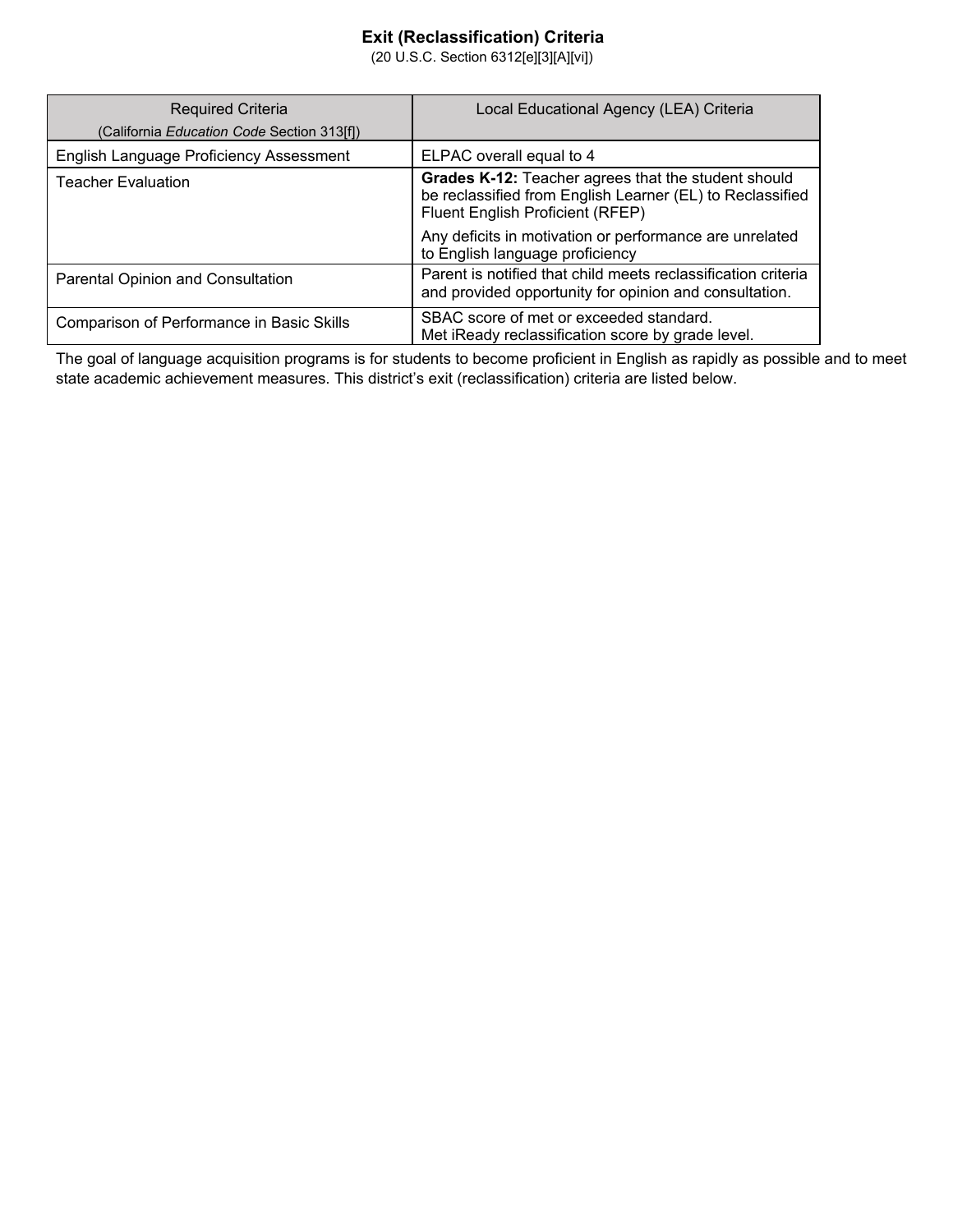## Exit (Reclassification) Criteria

(20 U.S.C. Section 6312[e][3][A][vi])

| Required Criteria (California *Education Code* Section 313[f]) | Local Educational Agency (LEA) Criteria |
|---|---|
| English Language Proficiency Assessment | ELPAC overall equal to 4 |
| Teacher Evaluation | **Grades K-12:** Teacher agrees that the student should be reclassified from English Learner (EL) to Reclassified Fluent English Proficient (RFEP)<br><br>Any deficits in motivation or performance are unrelated to English language proficiency |
| Parental Opinion and Consultation | Parent is notified that child meets reclassification criteria and provided opportunity for opinion and consultation. |
| Comparison of Performance in Basic Skills | SBAC score of met or exceeded standard.<br>Met iReady reclassification score by grade level. |

The goal of language acquisition programs is for students to become proficient in English as rapidly as possible and to meet state academic achievement measures. This district's exit (reclassification) criteria are listed below.